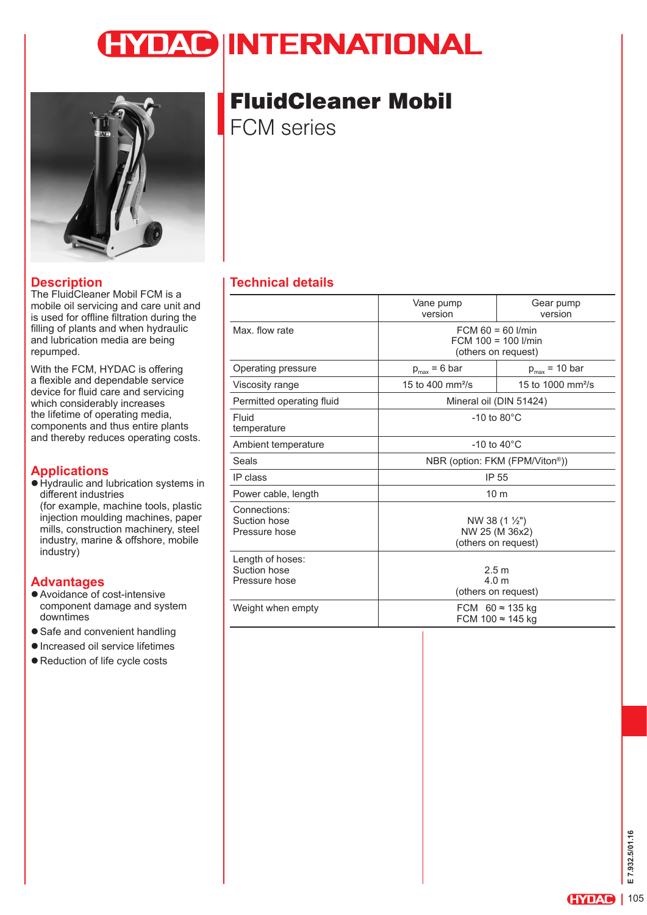# FluidCleaner Mobil

## FCM series

## Description

The FluidCleaner Mobil FCM is a mobile oil servicing and care unit and is used for offline filtration during the filling of plants and when hydraulic and lubrication media are being repumped.

With the FCM, HYDAC is offering a flexible and dependable service device for fluid care and servicing which considerably increases the lifetime of operating media, components and thus entire plants and thereby reduces operating costs.

## Applications

- Hydraulic and lubrication systems in different industries (for example, machine tools, plastic injection moulding machines, paper mills, construction machinery, steel industry, marine & offshore, mobile industry)

## Advantages

- Avoidance of cost-intensive component damage and system downtimes
- Safe and convenient handling
- Increased oil service lifetimes
- Reduction of life cycle costs

## Technical details

| | Vane pump version | Gear pump version |
|---|---|---|
| Max. flow rate | FCM 60 = 60 l/min<br>FCM 100 = 100 l/min<br>(others on request) | |
| Operating pressure | $p_{max}$ = 6 bar | $p_{max}$ = 10 bar |
| Viscosity range | 15 to 400 mm²/s | 15 to 1000 mm²/s |
| Permitted operating fluid | Mineral oil (DIN 51424) | |
| Fluid temperature | -10 to 80°C | |
| Ambient temperature | -10 to 40°C | |
| Seals | NBR (option: FKM (FPM/Viton®)) | |
| IP class | IP 55 | |
| Power cable, length | 10 m | |
| Connections:<br>Suction hose<br>Pressure hose | NW 38 (1 ½")<br>NW 25 (M 36x2)<br>(others on request) | |
| Length of hoses:<br>Suction hose<br>Pressure hose | 2.5 m<br>4.0 m<br>(others on request) | |
| Weight when empty | FCM 60 ≈ 135 kg<br>FCM 100 ≈ 145 kg | |

E 7.932.5/01.16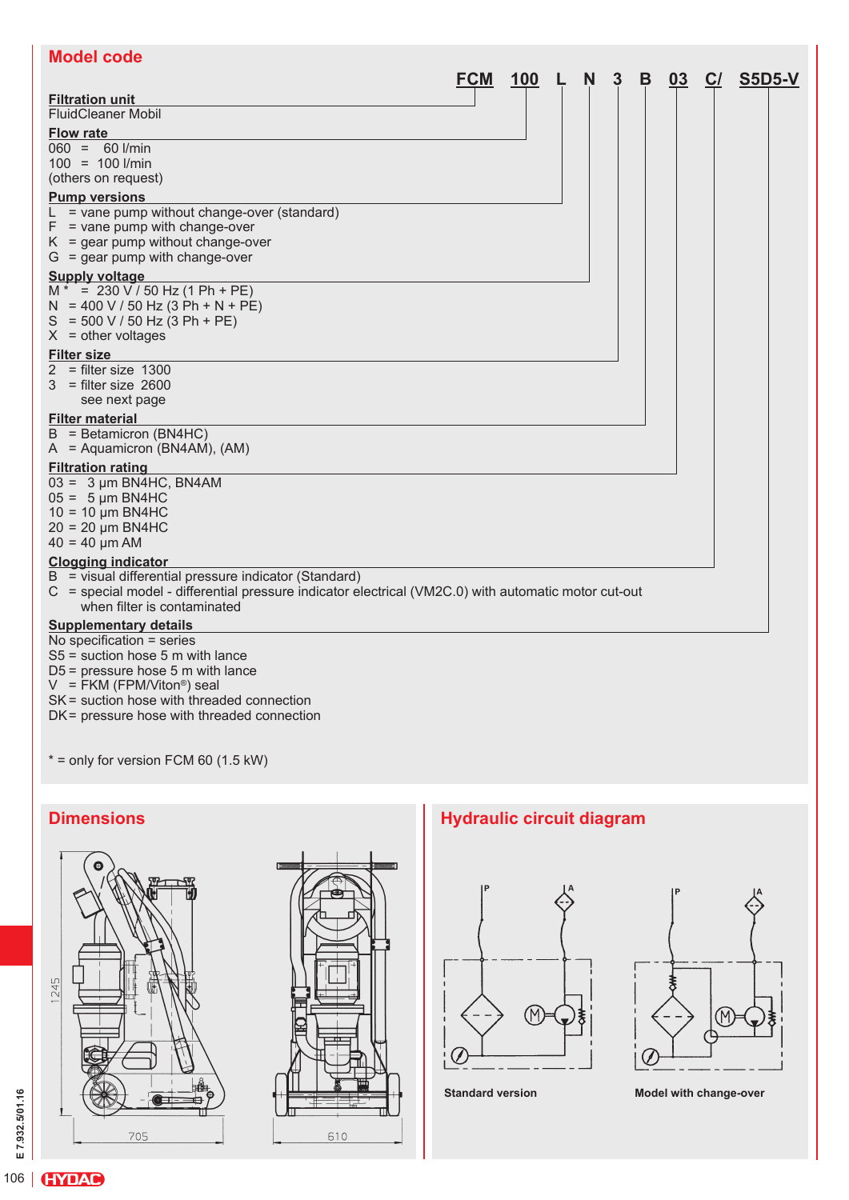## Model code

**FCM 100 L N 3 B 03 C/ S5D5-V**

**Filtration unit**
FluidCleaner Mobil

**Flow rate**
060 = 60 l/min
100 = 100 l/min
(others on request)

**Pump versions**
L = vane pump without change-over (standard)
F = vane pump with change-over
K = gear pump without change-over
G = gear pump with change-over

**Supply voltage**
M * = 230 V / 50 Hz (1 Ph + PE)
N = 400 V / 50 Hz (3 Ph + N + PE)
S = 500 V / 50 Hz (3 Ph + PE)
X = other voltages

**Filter size**
2 = filter size 1300
3 = filter size 2600
see next page

**Filter material**
B = Betamicron (BN4HC)
A = Aquamicron (BN4AM), (AM)

**Filtration rating**
03 = 3 µm BN4HC, BN4AM
05 = 5 µm BN4HC
10 = 10 µm BN4HC
20 = 20 µm BN4HC
40 = 40 µm AM

**Clogging indicator**
B = visual differential pressure indicator (Standard)
C = special model - differential pressure indicator electrical (VM2C.0) with automatic motor cut-out when filter is contaminated

**Supplementary details**
No specification = series
S5 = suction hose 5 m with lance
D5 = pressure hose 5 m with lance
V = FKM (FPM/Viton®) seal
SK = suction hose with threaded connection
DK = pressure hose with threaded connection

\* = only for version FCM 60 (1.5 kW)

## Dimensions

1245

705

610

## Hydraulic circuit diagram

Standard version

Model with change-over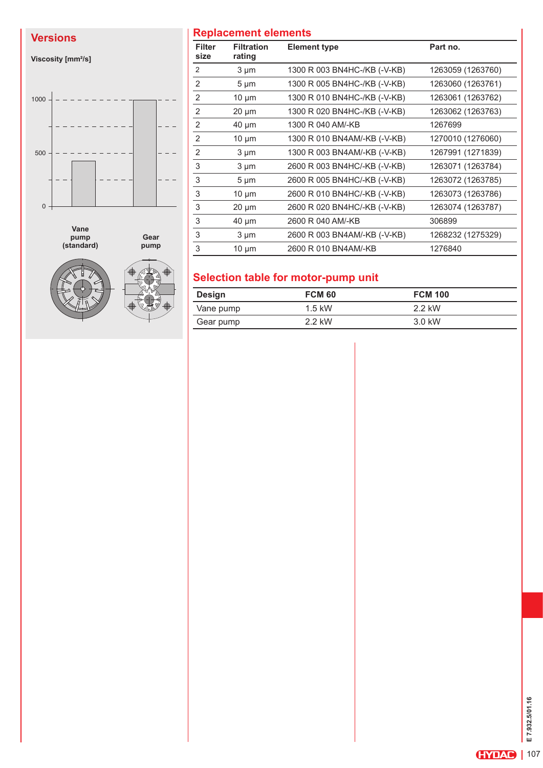## Versions

Viscosity [mm²/s]

| | Vane pump (standard) | Gear pump |
|---|---|---|
| Viscosity [mm²/s] | ~420 | ~1000 |

## Replacement elements

| Filter size | Filtration rating | Element type | Part no. |
|---|---|---|---|
| 2 | 3 µm | 1300 R 003 BN4HC-/KB (-V-KB) | 1263059 (1263760) |
| 2 | 5 µm | 1300 R 005 BN4HC-/KB (-V-KB) | 1263060 (1263761) |
| 2 | 10 µm | 1300 R 010 BN4HC-/KB (-V-KB) | 1263061 (1263762) |
| 2 | 20 µm | 1300 R 020 BN4HC-/KB (-V-KB) | 1263062 (1263763) |
| 2 | 40 µm | 1300 R 040 AM/-KB | 1267699 |
| 2 | 10 µm | 1300 R 010 BN4AM/-KB (-V-KB) | 1270010 (1276060) |
| 2 | 3 µm | 1300 R 003 BN4AM/-KB (-V-KB) | 1267991 (1271839) |
| 3 | 3 µm | 2600 R 003 BN4HC/-KB (-V-KB) | 1263071 (1263784) |
| 3 | 5 µm | 2600 R 005 BN4HC/-KB (-V-KB) | 1263072 (1263785) |
| 3 | 10 µm | 2600 R 010 BN4HC/-KB (-V-KB) | 1263073 (1263786) |
| 3 | 20 µm | 2600 R 020 BN4HC/-KB (-V-KB) | 1263074 (1263787) |
| 3 | 40 µm | 2600 R 040 AM/-KB | 306899 |
| 3 | 3 µm | 2600 R 003 BN4AM/-KB (-V-KB) | 1268232 (1275329) |
| 3 | 10 µm | 2600 R 010 BN4AM/-KB | 1276840 |

## Selection table for motor-pump unit

| Design | FCM 60 | FCM 100 |
|---|---|---|
| Vane pump | 1.5 kW | 2.2 kW |
| Gear pump | 2.2 kW | 3.0 kW |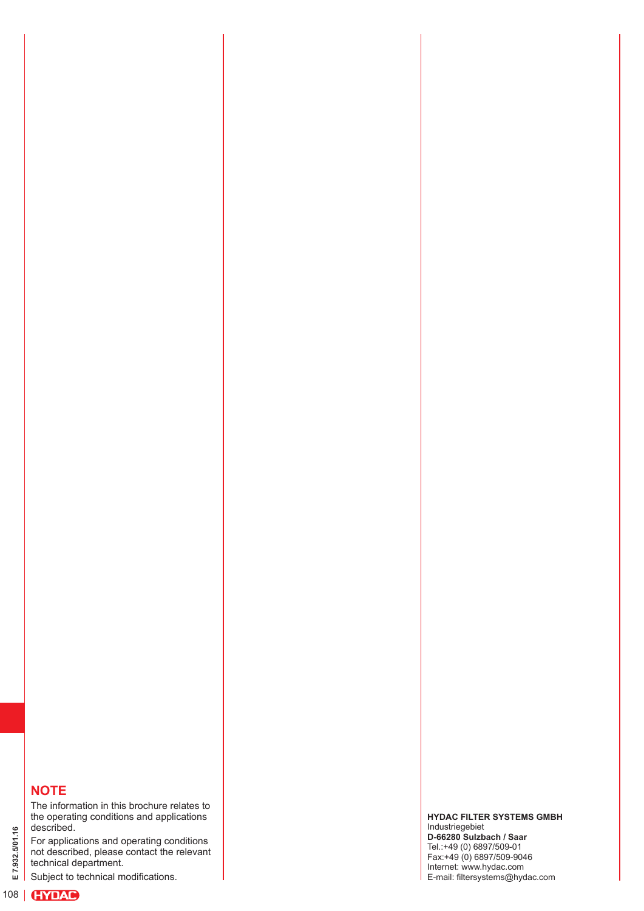## NOTE

The information in this brochure relates to the operating conditions and applications described.

For applications and operating conditions not described, please contact the relevant technical department.

Subject to technical modifications.

**HYDAC FILTER SYSTEMS GMBH**
Industriegebiet
**D-66280 Sulzbach / Saar**
Tel.:+49 (0) 6897/509-01
Fax:+49 (0) 6897/509-9046
Internet: www.hydac.com
E-mail: filtersystems@hydac.com